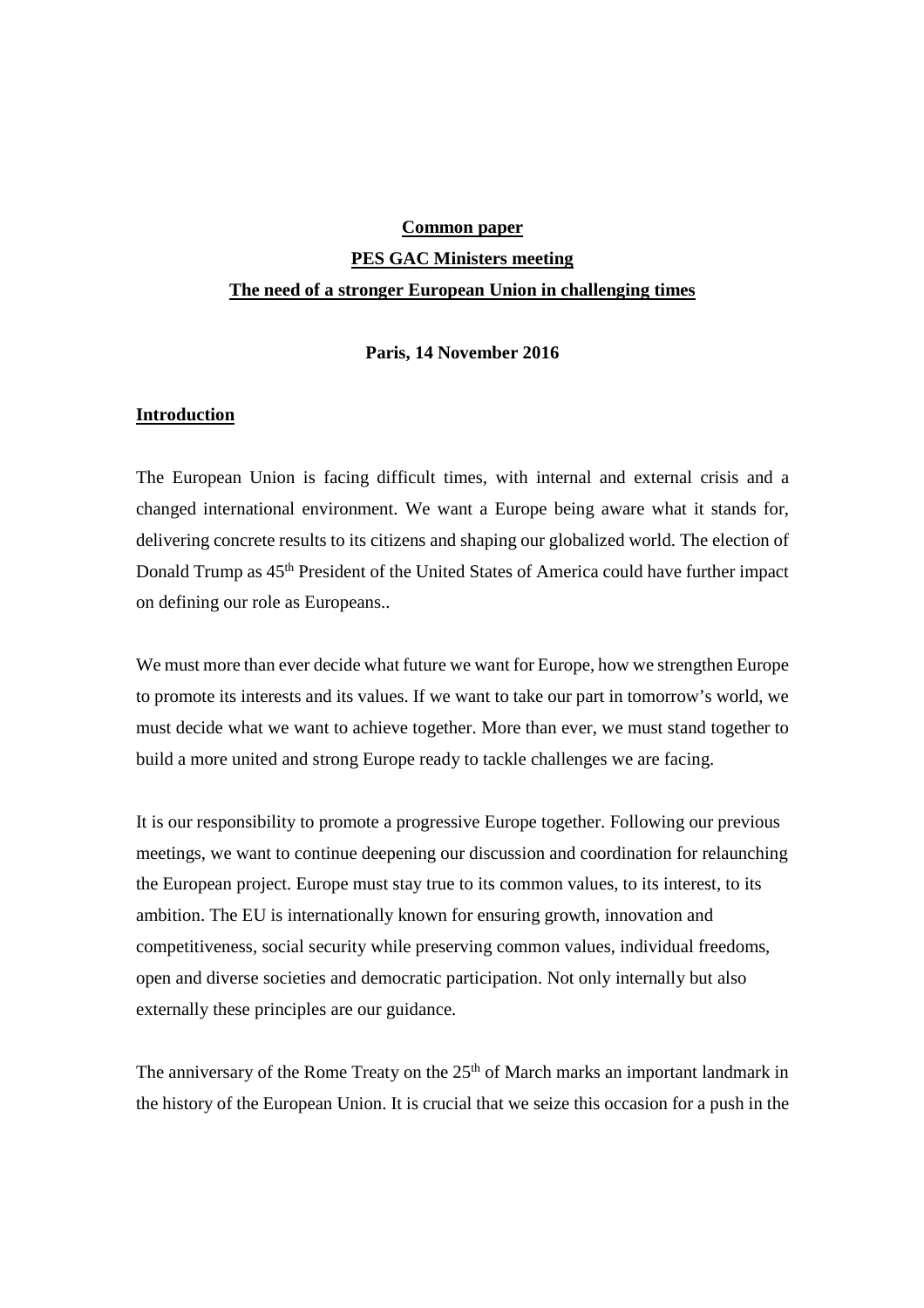**Common paper**

**PES GAC Ministers meeting**

**The need of a stronger European Union in challenging times**

**Paris, 14 November 2016**

## Introduction

The European Union is facing difficult times, with internal and external crisis and a changed international environment. We want a Europe being aware what it stands for, delivering concrete results to its citizens and shaping our globalized world. The election of Donald Trump as 45th President of the United States of America could have further impact on defining our role as Europeans..

We must more than ever decide what future we want for Europe, how we strengthen Europe to promote its interests and its values. If we want to take our part in tomorrow's world, we must decide what we want to achieve together. More than ever, we must stand together to build a more united and strong Europe ready to tackle challenges we are facing.

It is our responsibility to promote a progressive Europe together. Following our previous meetings, we want to continue deepening our discussion and coordination for relaunching the European project. Europe must stay true to its common values, to its interest, to its ambition. The EU is internationally known for ensuring growth, innovation and competitiveness, social security while preserving common values, individual freedoms, open and diverse societies and democratic participation. Not only internally but also externally these principles are our guidance.

The anniversary of the Rome Treaty on the 25th of March marks an important landmark in the history of the European Union. It is crucial that we seize this occasion for a push in the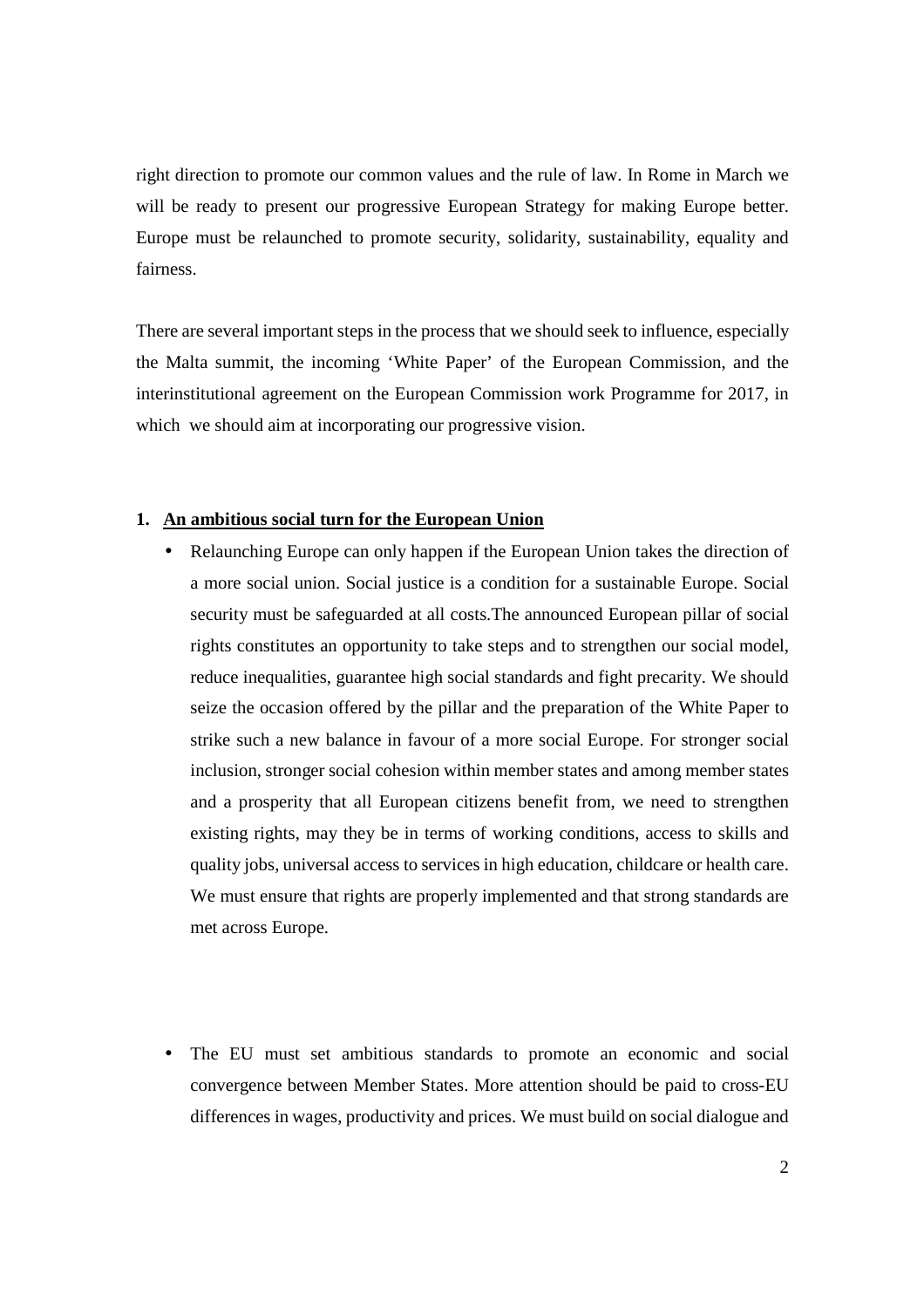right direction to promote our common values and the rule of law. In Rome in March we will be ready to present our progressive European Strategy for making Europe better. Europe must be relaunched to promote security, solidarity, sustainability, equality and fairness.

There are several important steps in the process that we should seek to influence, especially the Malta summit, the incoming 'White Paper' of the European Commission, and the interinstitutional agreement on the European Commission work Programme for 2017, in which we should aim at incorporating our progressive vision.

## 1. An ambitious social turn for the European Union

- Relaunching Europe can only happen if the European Union takes the direction of a more social union. Social justice is a condition for a sustainable Europe. Social security must be safeguarded at all costs.The announced European pillar of social rights constitutes an opportunity to take steps and to strengthen our social model, reduce inequalities, guarantee high social standards and fight precarity. We should seize the occasion offered by the pillar and the preparation of the White Paper to strike such a new balance in favour of a more social Europe. For stronger social inclusion, stronger social cohesion within member states and among member states and a prosperity that all European citizens benefit from, we need to strengthen existing rights, may they be in terms of working conditions, access to skills and quality jobs, universal access to services in high education, childcare or health care. We must ensure that rights are properly implemented and that strong standards are met across Europe.

- The EU must set ambitious standards to promote an economic and social convergence between Member States. More attention should be paid to cross-EU differences in wages, productivity and prices. We must build on social dialogue and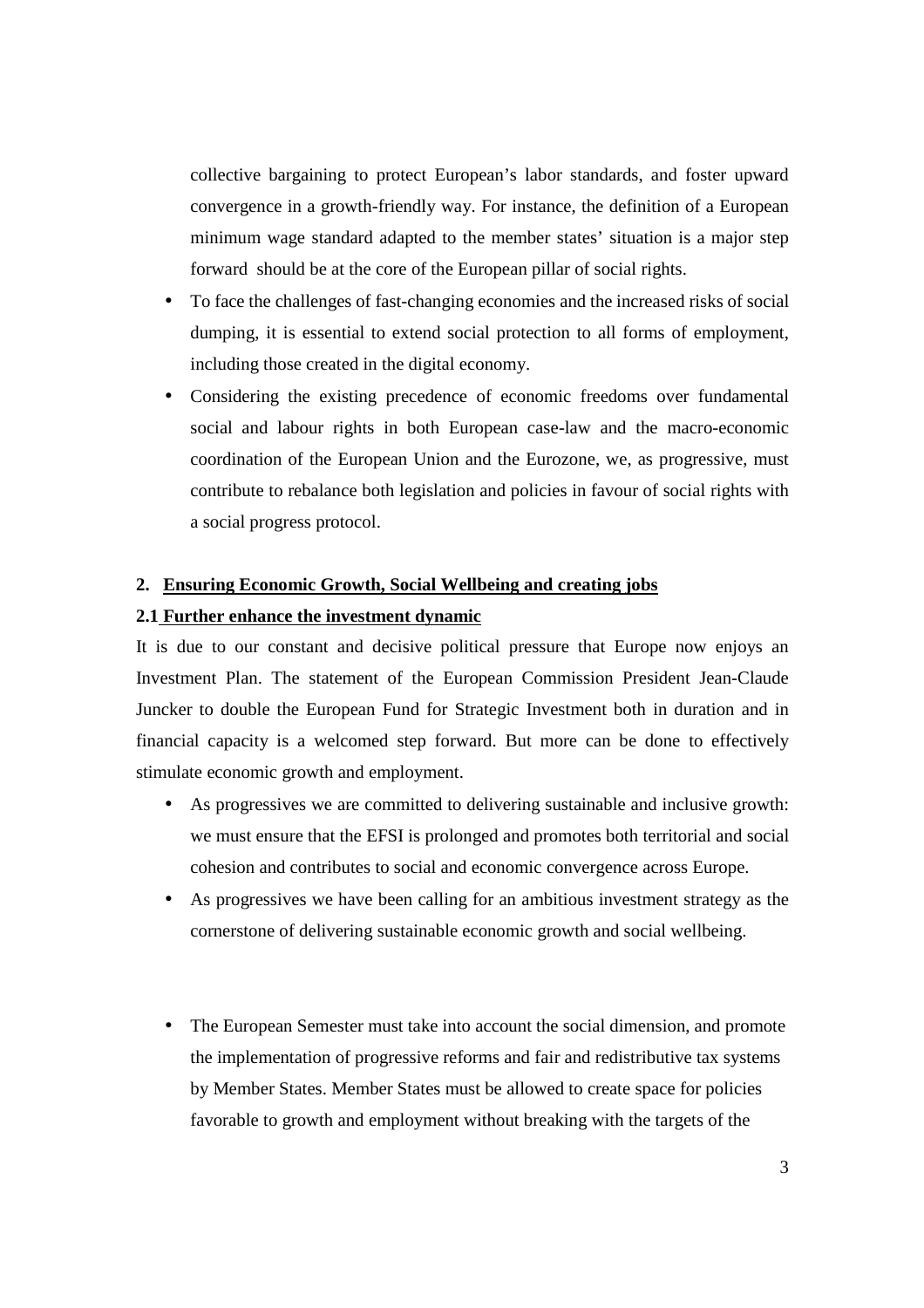collective bargaining to protect European's labor standards, and foster upward convergence in a growth-friendly way. For instance, the definition of a European minimum wage standard adapted to the member states' situation is a major step forward should be at the core of the European pillar of social rights.

- To face the challenges of fast-changing economies and the increased risks of social dumping, it is essential to extend social protection to all forms of employment, including those created in the digital economy.
- Considering the existing precedence of economic freedoms over fundamental social and labour rights in both European case-law and the macro-economic coordination of the European Union and the Eurozone, we, as progressive, must contribute to rebalance both legislation and policies in favour of social rights with a social progress protocol.

## 2. Ensuring Economic Growth, Social Wellbeing and creating jobs

### 2.1 Further enhance the investment dynamic

It is due to our constant and decisive political pressure that Europe now enjoys an Investment Plan. The statement of the European Commission President Jean-Claude Juncker to double the European Fund for Strategic Investment both in duration and in financial capacity is a welcomed step forward. But more can be done to effectively stimulate economic growth and employment.

- As progressives we are committed to delivering sustainable and inclusive growth: we must ensure that the EFSI is prolonged and promotes both territorial and social cohesion and contributes to social and economic convergence across Europe.
- As progressives we have been calling for an ambitious investment strategy as the cornerstone of delivering sustainable economic growth and social wellbeing.

- The European Semester must take into account the social dimension, and promote the implementation of progressive reforms and fair and redistributive tax systems by Member States. Member States must be allowed to create space for policies favorable to growth and employment without breaking with the targets of the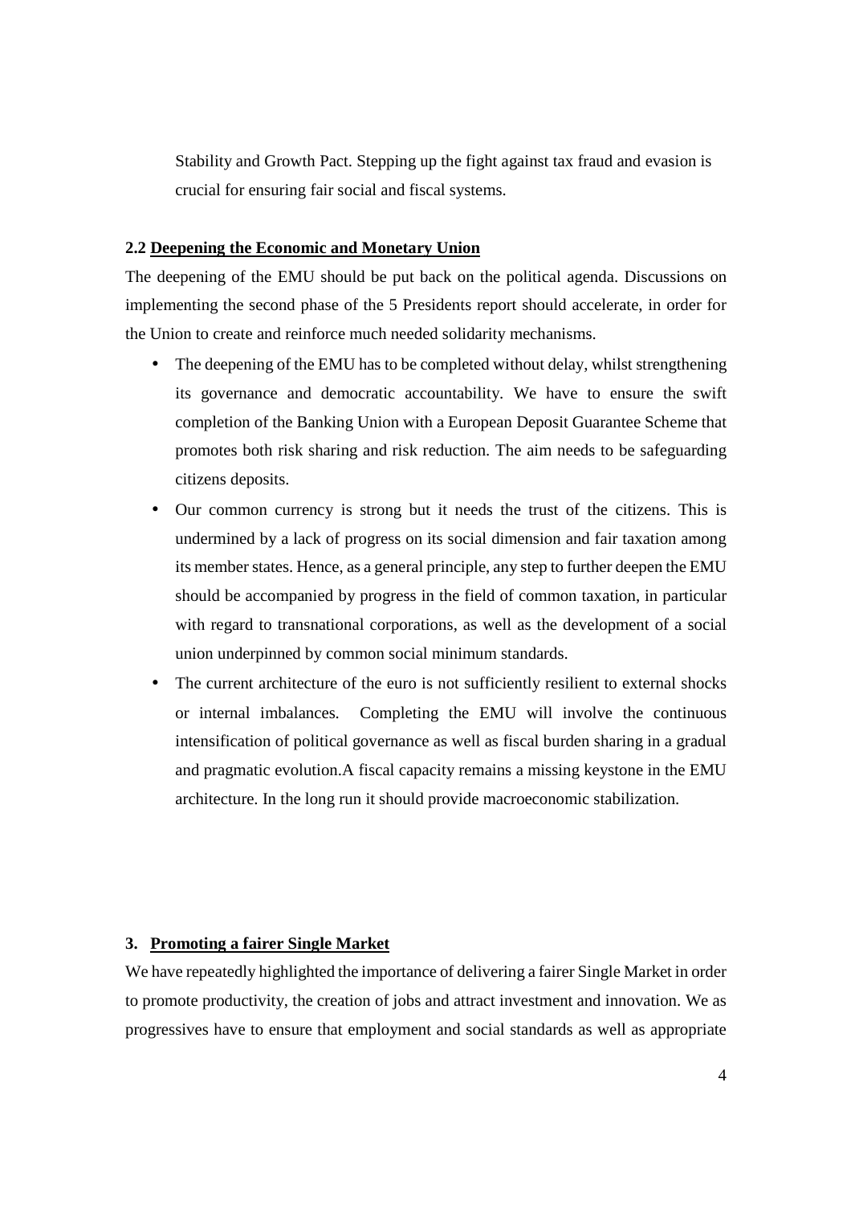Stability and Growth Pact. Stepping up the fight against tax fraud and evasion is crucial for ensuring fair social and fiscal systems.

### 2.2 Deepening the Economic and Monetary Union

The deepening of the EMU should be put back on the political agenda. Discussions on implementing the second phase of the 5 Presidents report should accelerate, in order for the Union to create and reinforce much needed solidarity mechanisms.

- The deepening of the EMU has to be completed without delay, whilst strengthening its governance and democratic accountability. We have to ensure the swift completion of the Banking Union with a European Deposit Guarantee Scheme that promotes both risk sharing and risk reduction. The aim needs to be safeguarding citizens deposits.
- Our common currency is strong but it needs the trust of the citizens. This is undermined by a lack of progress on its social dimension and fair taxation among its member states. Hence, as a general principle, any step to further deepen the EMU should be accompanied by progress in the field of common taxation, in particular with regard to transnational corporations, as well as the development of a social union underpinned by common social minimum standards.
- The current architecture of the euro is not sufficiently resilient to external shocks or internal imbalances. Completing the EMU will involve the continuous intensification of political governance as well as fiscal burden sharing in a gradual and pragmatic evolution.A fiscal capacity remains a missing keystone in the EMU architecture. In the long run it should provide macroeconomic stabilization.

## 3. Promoting a fairer Single Market

We have repeatedly highlighted the importance of delivering a fairer Single Market in order to promote productivity, the creation of jobs and attract investment and innovation. We as progressives have to ensure that employment and social standards as well as appropriate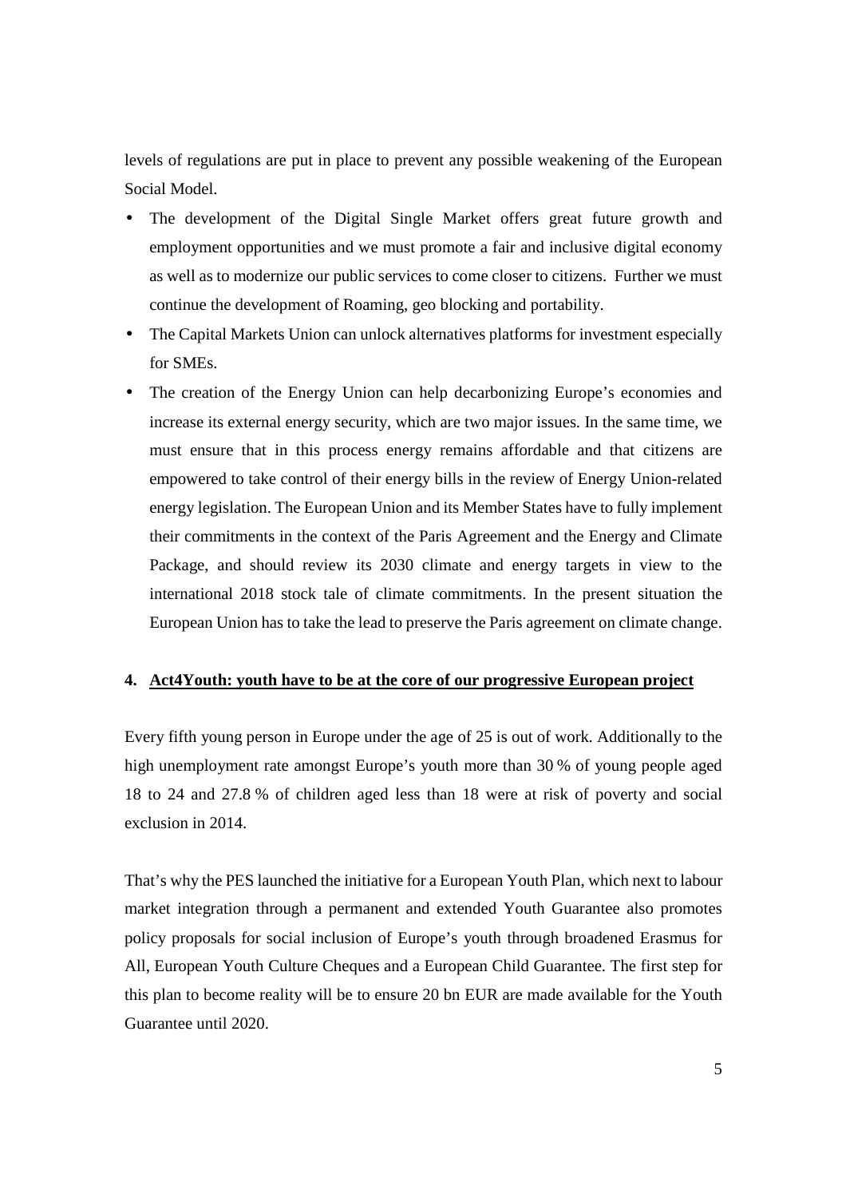levels of regulations are put in place to prevent any possible weakening of the European Social Model.

- The development of the Digital Single Market offers great future growth and employment opportunities and we must promote a fair and inclusive digital economy as well as to modernize our public services to come closer to citizens. Further we must continue the development of Roaming, geo blocking and portability.
- The Capital Markets Union can unlock alternatives platforms for investment especially for SMEs.
- The creation of the Energy Union can help decarbonizing Europe's economies and increase its external energy security, which are two major issues. In the same time, we must ensure that in this process energy remains affordable and that citizens are empowered to take control of their energy bills in the review of Energy Union-related energy legislation. The European Union and its Member States have to fully implement their commitments in the context of the Paris Agreement and the Energy and Climate Package, and should review its 2030 climate and energy targets in view to the international 2018 stock tale of climate commitments. In the present situation the European Union has to take the lead to preserve the Paris agreement on climate change.

## 4. Act4Youth: youth have to be at the core of our progressive European project

Every fifth young person in Europe under the age of 25 is out of work. Additionally to the high unemployment rate amongst Europe's youth more than 30 % of young people aged 18 to 24 and 27.8 % of children aged less than 18 were at risk of poverty and social exclusion in 2014.

That's why the PES launched the initiative for a European Youth Plan, which next to labour market integration through a permanent and extended Youth Guarantee also promotes policy proposals for social inclusion of Europe's youth through broadened Erasmus for All, European Youth Culture Cheques and a European Child Guarantee. The first step for this plan to become reality will be to ensure 20 bn EUR are made available for the Youth Guarantee until 2020.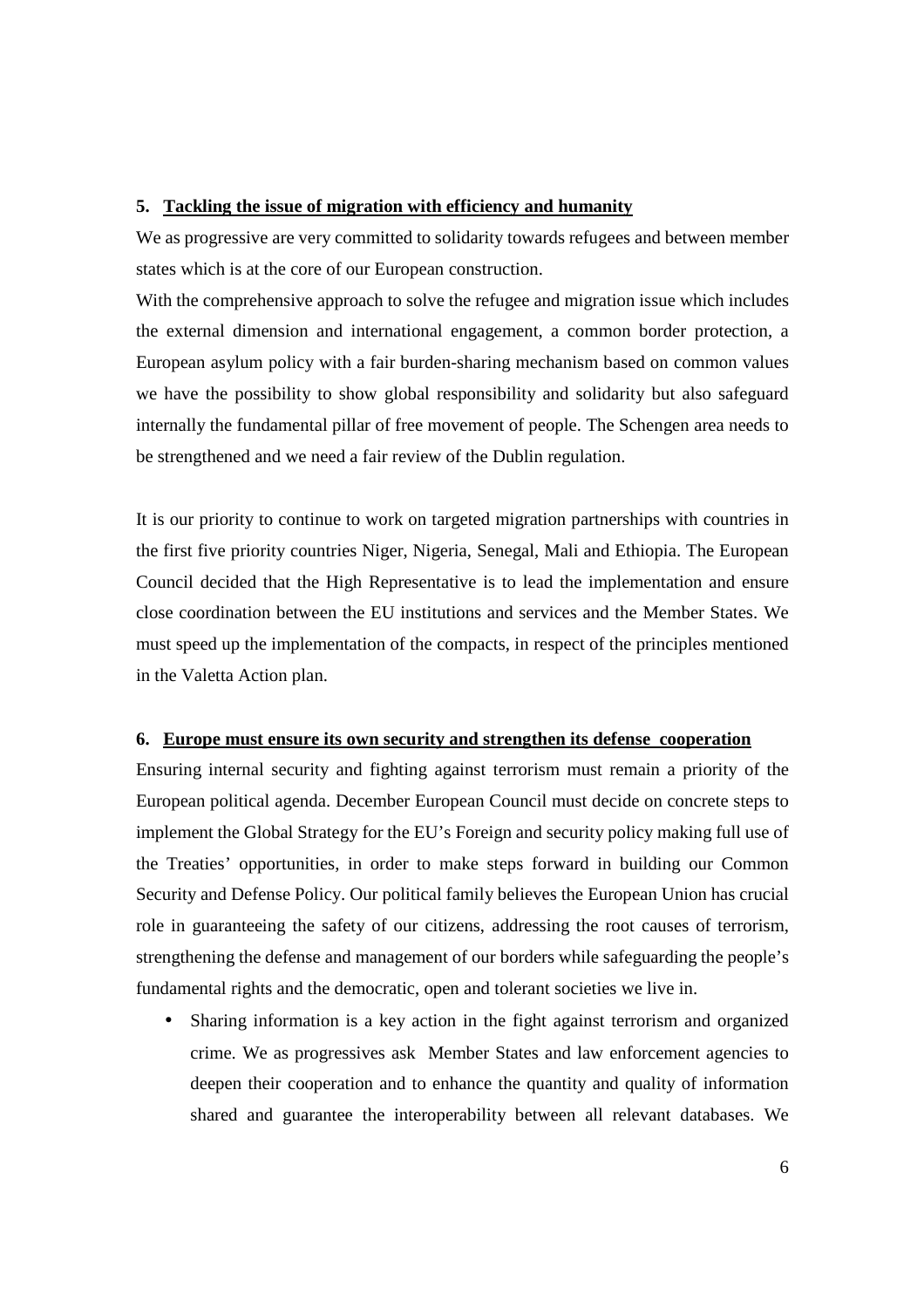## 5. Tackling the issue of migration with efficiency and humanity

We as progressive are very committed to solidarity towards refugees and between member states which is at the core of our European construction.

With the comprehensive approach to solve the refugee and migration issue which includes the external dimension and international engagement, a common border protection, a European asylum policy with a fair burden-sharing mechanism based on common values we have the possibility to show global responsibility and solidarity but also safeguard internally the fundamental pillar of free movement of people. The Schengen area needs to be strengthened and we need a fair review of the Dublin regulation.

It is our priority to continue to work on targeted migration partnerships with countries in the first five priority countries Niger, Nigeria, Senegal, Mali and Ethiopia. The European Council decided that the High Representative is to lead the implementation and ensure close coordination between the EU institutions and services and the Member States. We must speed up the implementation of the compacts, in respect of the principles mentioned in the Valetta Action plan.

## 6. Europe must ensure its own security and strengthen its defense cooperation

Ensuring internal security and fighting against terrorism must remain a priority of the European political agenda. December European Council must decide on concrete steps to implement the Global Strategy for the EU's Foreign and security policy making full use of the Treaties' opportunities, in order to make steps forward in building our Common Security and Defense Policy. Our political family believes the European Union has crucial role in guaranteeing the safety of our citizens, addressing the root causes of terrorism, strengthening the defense and management of our borders while safeguarding the people's fundamental rights and the democratic, open and tolerant societies we live in.

- Sharing information is a key action in the fight against terrorism and organized crime. We as progressives ask Member States and law enforcement agencies to deepen their cooperation and to enhance the quantity and quality of information shared and guarantee the interoperability between all relevant databases. We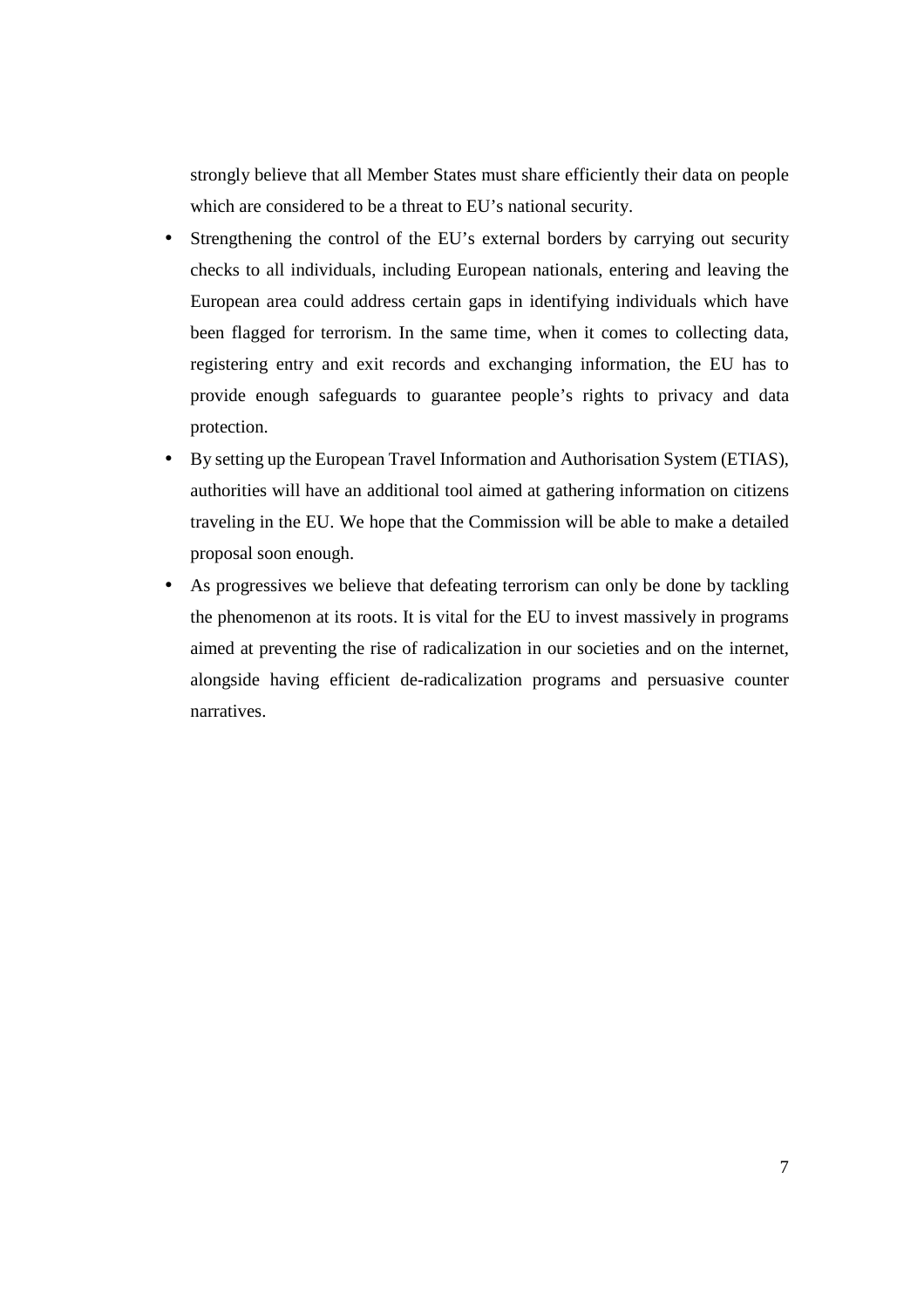strongly believe that all Member States must share efficiently their data on people which are considered to be a threat to EU's national security.

- Strengthening the control of the EU's external borders by carrying out security checks to all individuals, including European nationals, entering and leaving the European area could address certain gaps in identifying individuals which have been flagged for terrorism. In the same time, when it comes to collecting data, registering entry and exit records and exchanging information, the EU has to provide enough safeguards to guarantee people's rights to privacy and data protection.
- By setting up the European Travel Information and Authorisation System (ETIAS), authorities will have an additional tool aimed at gathering information on citizens traveling in the EU. We hope that the Commission will be able to make a detailed proposal soon enough.
- As progressives we believe that defeating terrorism can only be done by tackling the phenomenon at its roots. It is vital for the EU to invest massively in programs aimed at preventing the rise of radicalization in our societies and on the internet, alongside having efficient de-radicalization programs and persuasive counter narratives.